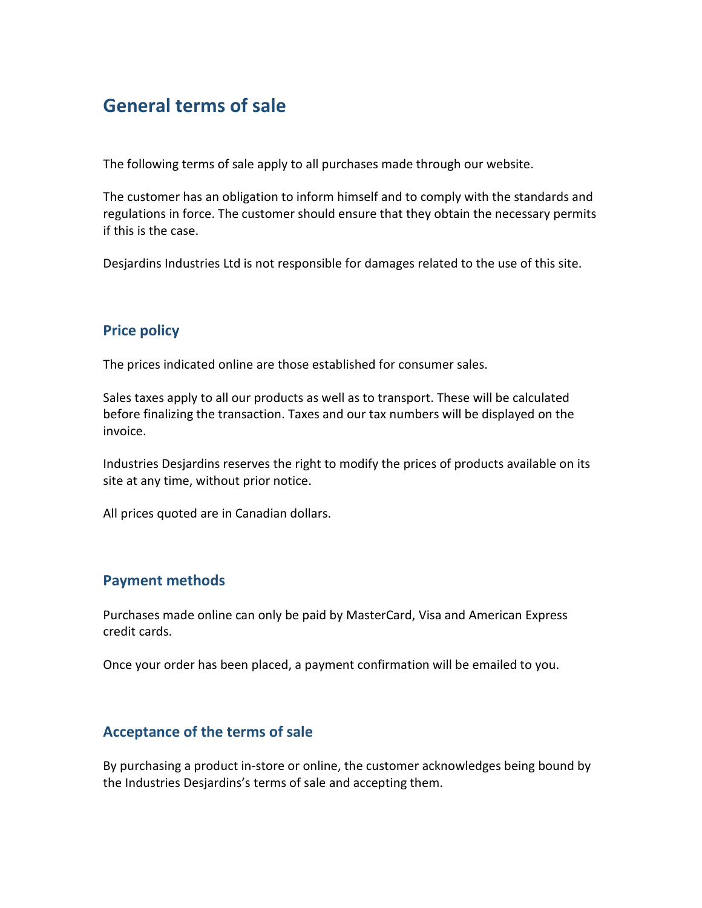# General terms of sale

The following terms of sale apply to all purchases made through our website.

The customer has an obligation to inform himself and to comply with the standards and regulations in force. The customer should ensure that they obtain the necessary permits if this is the case.

Desjardins Industries Ltd is not responsible for damages related to the use of this site.

## Price policy

The prices indicated online are those established for consumer sales.

Sales taxes apply to all our products as well as to transport. These will be calculated before finalizing the transaction. Taxes and our tax numbers will be displayed on the invoice.

Industries Desjardins reserves the right to modify the prices of products available on its site at any time, without prior notice.

All prices quoted are in Canadian dollars.

## Payment methods

Purchases made online can only be paid by MasterCard, Visa and American Express credit cards.

Once your order has been placed, a payment confirmation will be emailed to you.

## Acceptance of the terms of sale

By purchasing a product in-store or online, the customer acknowledges being bound by the Industries Desjardins's terms of sale and accepting them.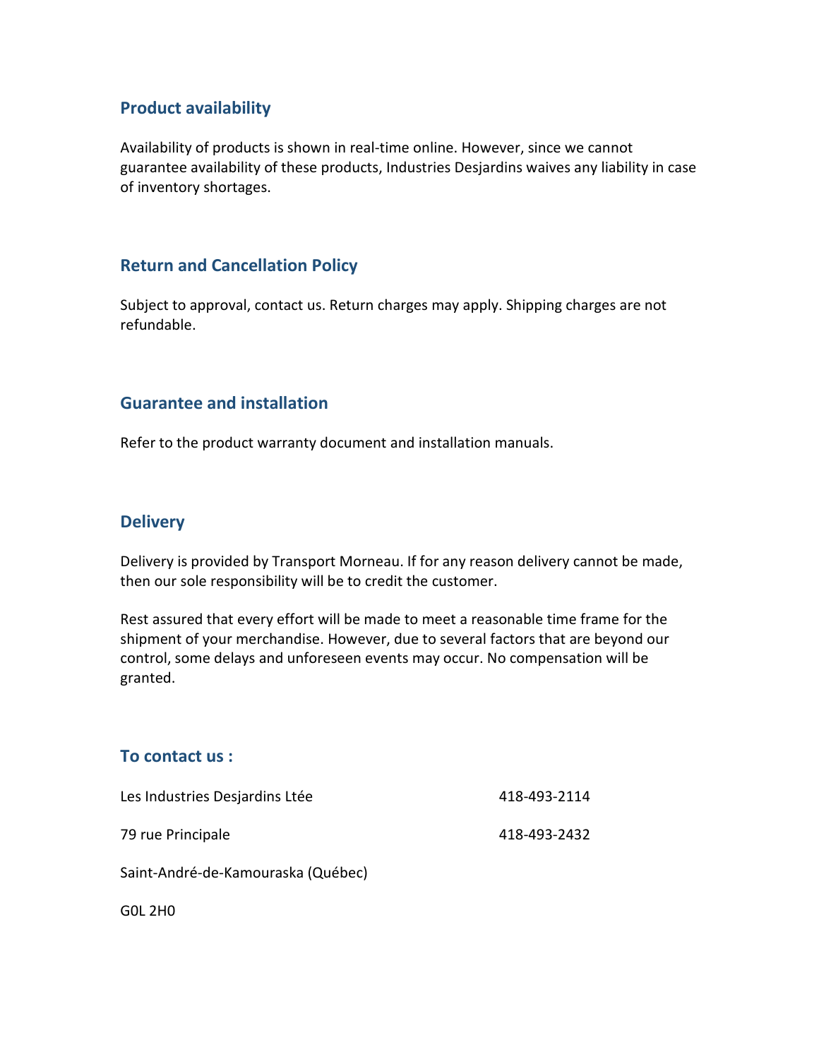## Product availability

Availability of products is shown in real-time online. However, since we cannot guarantee availability of these products, Industries Desjardins waives any liability in case of inventory shortages.

## Return and Cancellation Policy

Subject to approval, contact us. Return charges may apply. Shipping charges are not refundable.

## Guarantee and installation

Refer to the product warranty document and installation manuals.

## Delivery

Delivery is provided by Transport Morneau. If for any reason delivery cannot be made, then our sole responsibility will be to credit the customer.

Rest assured that every effort will be made to meet a reasonable time frame for the shipment of your merchandise. However, due to several factors that are beyond our control, some delays and unforeseen events may occur. No compensation will be granted.

## To contact us :

| | |
|---|---|
| Les Industries Desjardins Ltée | 418-493-2114 |
| 79 rue Principale | 418-493-2432 |
| Saint-André-de-Kamouraska (Québec) | |
| G0L 2H0 | |